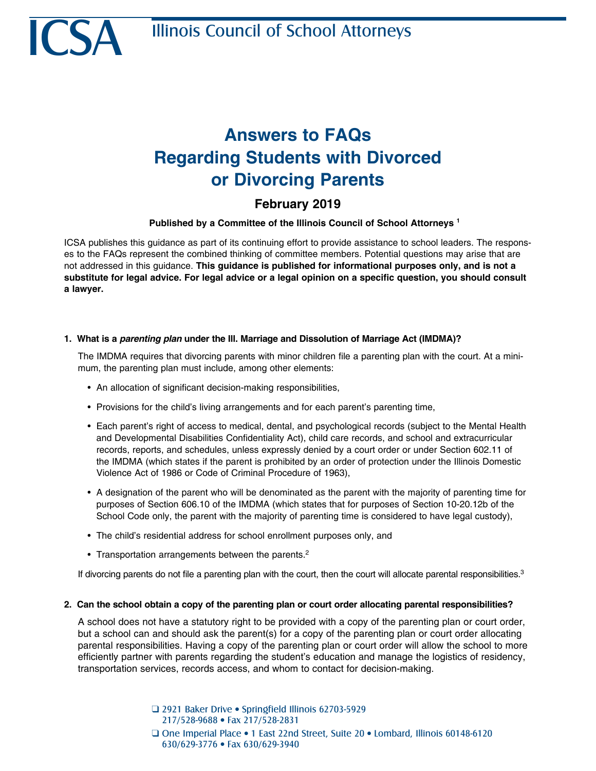# ICSA Illinois Council of School Attorneys

## Answers to FAQs Regarding Students with Divorced or Divorcing Parents

### February 2019

**Published by a Committee of the Illinois Council of School Attorneys [1]**

ICSA publishes this guidance as part of its continuing effort to provide assistance to school leaders. The responses to the FAQs represent the combined thinking of committee members. Potential questions may arise that are not addressed in this guidance. **This guidance is published for informational purposes only, and is not a substitute for legal advice. For legal advice or a legal opinion on a specific question, you should consult a lawyer.**

**1. What is a *parenting plan* under the Ill. Marriage and Dissolution of Marriage Act (IMDMA)?**

The IMDMA requires that divorcing parents with minor children file a parenting plan with the court. At a minimum, the parenting plan must include, among other elements:

- An allocation of significant decision-making responsibilities,
- Provisions for the child's living arrangements and for each parent's parenting time,
- Each parent's right of access to medical, dental, and psychological records (subject to the Mental Health and Developmental Disabilities Confidentiality Act), child care records, and school and extracurricular records, reports, and schedules, unless expressly denied by a court order or under Section 602.11 of the IMDMA (which states if the parent is prohibited by an order of protection under the Illinois Domestic Violence Act of 1986 or Code of Criminal Procedure of 1963),
- A designation of the parent who will be denominated as the parent with the majority of parenting time for purposes of Section 606.10 of the IMDMA (which states that for purposes of Section 10-20.12b of the School Code only, the parent with the majority of parenting time is considered to have legal custody),
- The child's residential address for school enrollment purposes only, and
- Transportation arrangements between the parents.[2]

If divorcing parents do not file a parenting plan with the court, then the court will allocate parental responsibilities.[3]

**2. Can the school obtain a copy of the parenting plan or court order allocating parental responsibilities?**

A school does not have a statutory right to be provided with a copy of the parenting plan or court order, but a school can and should ask the parent(s) for a copy of the parenting plan or court order allocating parental responsibilities. Having a copy of the parenting plan or court order will allow the school to more efficiently partner with parents regarding the student's education and manage the logistics of residency, transportation services, records access, and whom to contact for decision-making.

❑ 2921 Baker Drive • Springfield Illinois 62703-5929
217/528-9688 • Fax 217/528-2831

❑ One Imperial Place • 1 East 22nd Street, Suite 20 • Lombard, Illinois 60148-6120
630/629-3776 • Fax 630/629-3940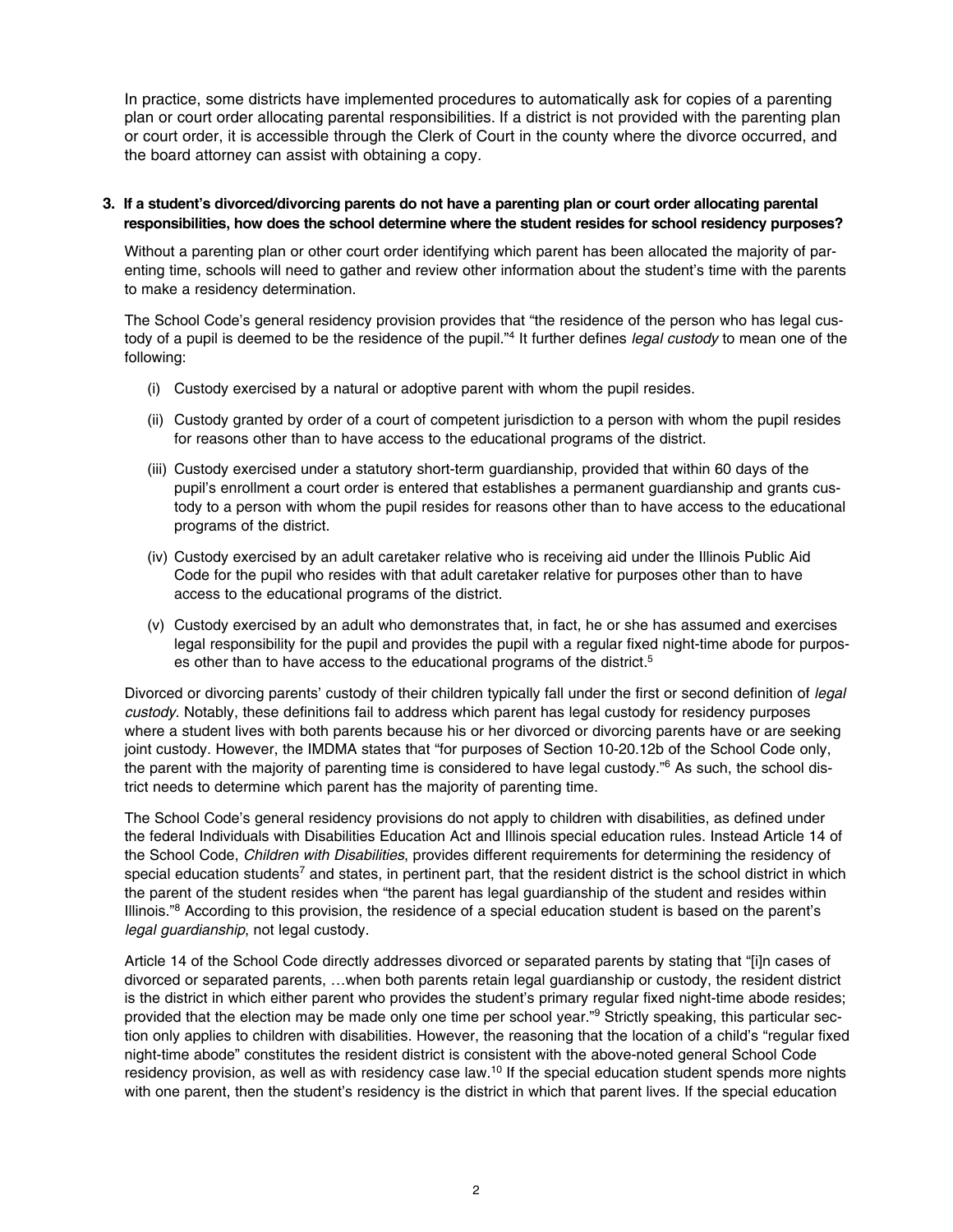In practice, some districts have implemented procedures to automatically ask for copies of a parenting plan or court order allocating parental responsibilities. If a district is not provided with the parenting plan or court order, it is accessible through the Clerk of Court in the county where the divorce occurred, and the board attorney can assist with obtaining a copy.

**3. If a student's divorced/divorcing parents do not have a parenting plan or court order allocating parental responsibilities, how does the school determine where the student resides for school residency purposes?**

Without a parenting plan or other court order identifying which parent has been allocated the majority of parenting time, schools will need to gather and review other information about the student's time with the parents to make a residency determination.

The School Code's general residency provision provides that "the residence of the person who has legal custody of a pupil is deemed to be the residence of the pupil."[4] It further defines *legal custody* to mean one of the following:

(i) Custody exercised by a natural or adoptive parent with whom the pupil resides.

(ii) Custody granted by order of a court of competent jurisdiction to a person with whom the pupil resides for reasons other than to have access to the educational programs of the district.

(iii) Custody exercised under a statutory short-term guardianship, provided that within 60 days of the pupil's enrollment a court order is entered that establishes a permanent guardianship and grants custody to a person with whom the pupil resides for reasons other than to have access to the educational programs of the district.

(iv) Custody exercised by an adult caretaker relative who is receiving aid under the Illinois Public Aid Code for the pupil who resides with that adult caretaker relative for purposes other than to have access to the educational programs of the district.

(v) Custody exercised by an adult who demonstrates that, in fact, he or she has assumed and exercises legal responsibility for the pupil and provides the pupil with a regular fixed night-time abode for purposes other than to have access to the educational programs of the district.[5]

Divorced or divorcing parents' custody of their children typically fall under the first or second definition of *legal custody*. Notably, these definitions fail to address which parent has legal custody for residency purposes where a student lives with both parents because his or her divorced or divorcing parents have or are seeking joint custody. However, the IMDMA states that "for purposes of Section 10-20.12b of the School Code only, the parent with the majority of parenting time is considered to have legal custody."[6] As such, the school district needs to determine which parent has the majority of parenting time.

The School Code's general residency provisions do not apply to children with disabilities, as defined under the federal Individuals with Disabilities Education Act and Illinois special education rules. Instead Article 14 of the School Code, *Children with Disabilities*, provides different requirements for determining the residency of special education students[7] and states, in pertinent part, that the resident district is the school district in which the parent of the student resides when "the parent has legal guardianship of the student and resides within Illinois."[8] According to this provision, the residence of a special education student is based on the parent's *legal guardianship*, not legal custody.

Article 14 of the School Code directly addresses divorced or separated parents by stating that "[i]n cases of divorced or separated parents, …when both parents retain legal guardianship or custody, the resident district is the district in which either parent who provides the student's primary regular fixed night-time abode resides; provided that the election may be made only one time per school year."[9] Strictly speaking, this particular section only applies to children with disabilities. However, the reasoning that the location of a child's "regular fixed night-time abode" constitutes the resident district is consistent with the above-noted general School Code residency provision, as well as with residency case law.[10] If the special education student spends more nights with one parent, then the student's residency is the district in which that parent lives. If the special education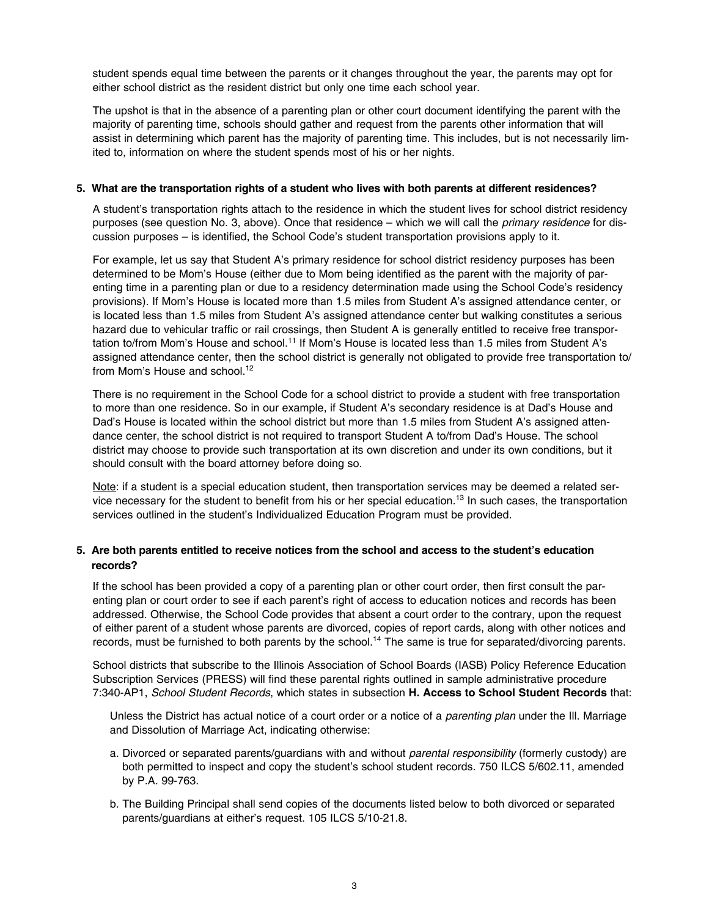student spends equal time between the parents or it changes throughout the year, the parents may opt for either school district as the resident district but only one time each school year.

The upshot is that in the absence of a parenting plan or other court document identifying the parent with the majority of parenting time, schools should gather and request from the parents other information that will assist in determining which parent has the majority of parenting time. This includes, but is not necessarily limited to, information on where the student spends most of his or her nights.

**5. What are the transportation rights of a student who lives with both parents at different residences?**

A student's transportation rights attach to the residence in which the student lives for school district residency purposes (see question No. 3, above). Once that residence – which we will call the *primary residence* for discussion purposes – is identified, the School Code's student transportation provisions apply to it.

For example, let us say that Student A's primary residence for school district residency purposes has been determined to be Mom's House (either due to Mom being identified as the parent with the majority of parenting time in a parenting plan or due to a residency determination made using the School Code's residency provisions). If Mom's House is located more than 1.5 miles from Student A's assigned attendance center, or is located less than 1.5 miles from Student A's assigned attendance center but walking constitutes a serious hazard due to vehicular traffic or rail crossings, then Student A is generally entitled to receive free transportation to/from Mom's House and school.[11] If Mom's House is located less than 1.5 miles from Student A's assigned attendance center, then the school district is generally not obligated to provide free transportation to/from Mom's House and school.[12]

There is no requirement in the School Code for a school district to provide a student with free transportation to more than one residence. So in our example, if Student A's secondary residence is at Dad's House and Dad's House is located within the school district but more than 1.5 miles from Student A's assigned attendance center, the school district is not required to transport Student A to/from Dad's House. The school district may choose to provide such transportation at its own discretion and under its own conditions, but it should consult with the board attorney before doing so.

Note: if a student is a special education student, then transportation services may be deemed a related service necessary for the student to benefit from his or her special education.[13] In such cases, the transportation services outlined in the student's Individualized Education Program must be provided.

**5. Are both parents entitled to receive notices from the school and access to the student's education records?**

If the school has been provided a copy of a parenting plan or other court order, then first consult the parenting plan or court order to see if each parent's right of access to education notices and records has been addressed. Otherwise, the School Code provides that absent a court order to the contrary, upon the request of either parent of a student whose parents are divorced, copies of report cards, along with other notices and records, must be furnished to both parents by the school.[14] The same is true for separated/divorcing parents.

School districts that subscribe to the Illinois Association of School Boards (IASB) Policy Reference Education Subscription Services (PRESS) will find these parental rights outlined in sample administrative procedure 7:340-AP1, *School Student Records*, which states in subsection **H. Access to School Student Records** that:

> Unless the District has actual notice of a court order or a notice of a *parenting plan* under the Ill. Marriage and Dissolution of Marriage Act, indicating otherwise:
>
> a. Divorced or separated parents/guardians with and without *parental responsibility* (formerly custody) are both permitted to inspect and copy the student's school student records. 750 ILCS 5/602.11, amended by P.A. 99-763.
>
> b. The Building Principal shall send copies of the documents listed below to both divorced or separated parents/guardians at either's request. 105 ILCS 5/10-21.8.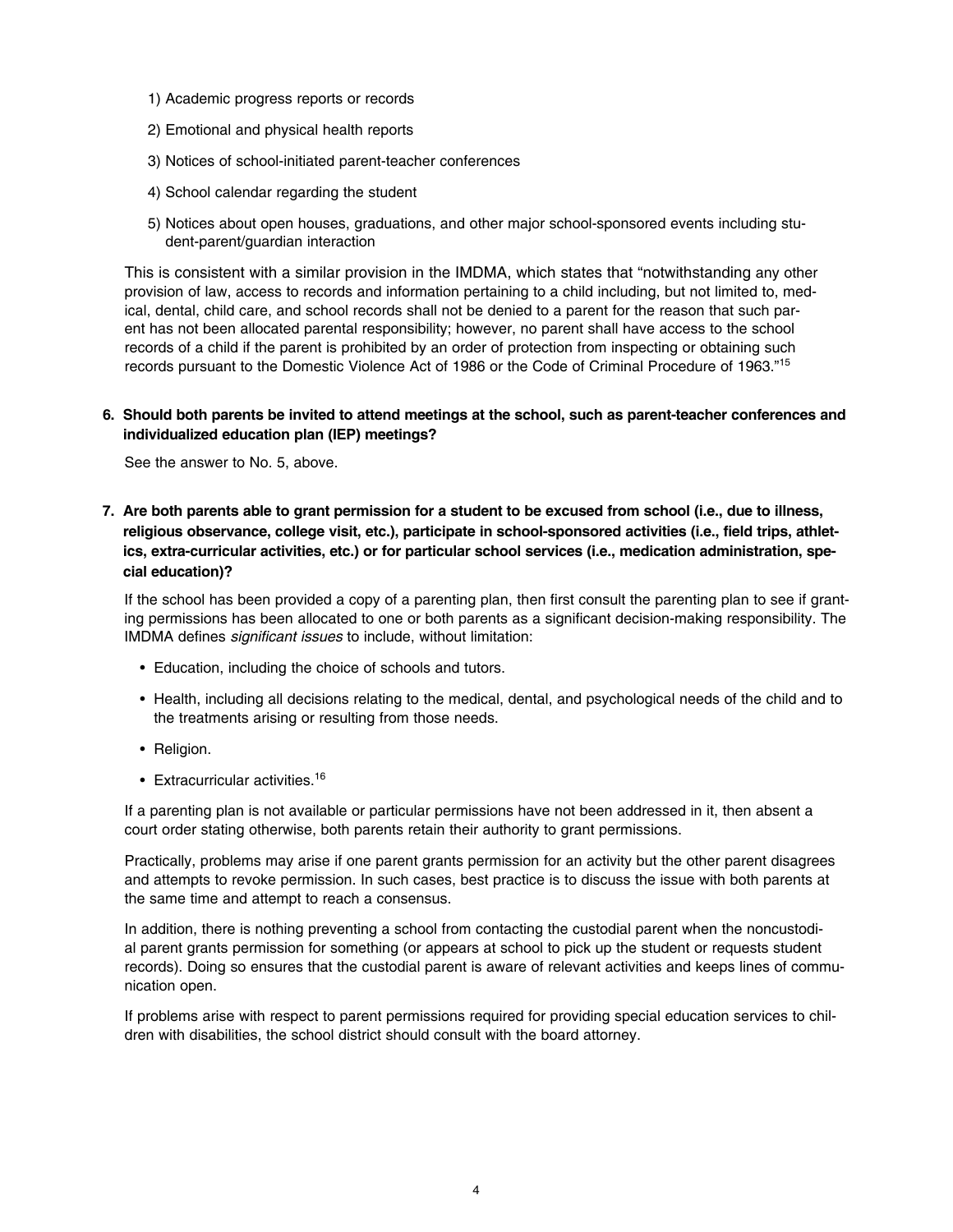1) Academic progress reports or records

2) Emotional and physical health reports

3) Notices of school-initiated parent-teacher conferences

4) School calendar regarding the student

5) Notices about open houses, graduations, and other major school-sponsored events including student-parent/guardian interaction

This is consistent with a similar provision in the IMDMA, which states that "notwithstanding any other provision of law, access to records and information pertaining to a child including, but not limited to, medical, dental, child care, and school records shall not be denied to a parent for the reason that such parent has not been allocated parental responsibility; however, no parent shall have access to the school records of a child if the parent is prohibited by an order of protection from inspecting or obtaining such records pursuant to the Domestic Violence Act of 1986 or the Code of Criminal Procedure of 1963."[15]

**6. Should both parents be invited to attend meetings at the school, such as parent-teacher conferences and individualized education plan (IEP) meetings?**

See the answer to No. 5, above.

**7. Are both parents able to grant permission for a student to be excused from school (i.e., due to illness, religious observance, college visit, etc.), participate in school-sponsored activities (i.e., field trips, athletics, extra-curricular activities, etc.) or for particular school services (i.e., medication administration, special education)?**

If the school has been provided a copy of a parenting plan, then first consult the parenting plan to see if granting permissions has been allocated to one or both parents as a significant decision-making responsibility. The IMDMA defines *significant issues* to include, without limitation:

- Education, including the choice of schools and tutors.
- Health, including all decisions relating to the medical, dental, and psychological needs of the child and to the treatments arising or resulting from those needs.
- Religion.
- Extracurricular activities.[16]

If a parenting plan is not available or particular permissions have not been addressed in it, then absent a court order stating otherwise, both parents retain their authority to grant permissions.

Practically, problems may arise if one parent grants permission for an activity but the other parent disagrees and attempts to revoke permission. In such cases, best practice is to discuss the issue with both parents at the same time and attempt to reach a consensus.

In addition, there is nothing preventing a school from contacting the custodial parent when the noncustodial parent grants permission for something (or appears at school to pick up the student or requests student records). Doing so ensures that the custodial parent is aware of relevant activities and keeps lines of communication open.

If problems arise with respect to parent permissions required for providing special education services to children with disabilities, the school district should consult with the board attorney.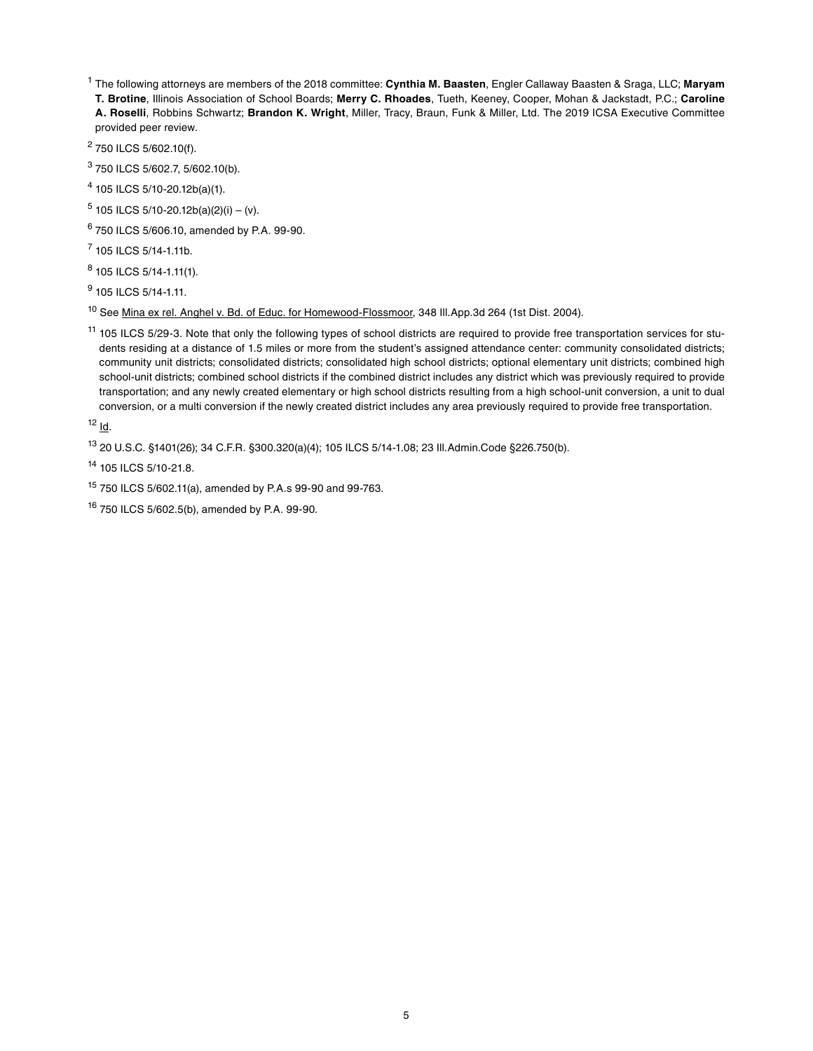[1] The following attorneys are members of the 2018 committee: **Cynthia M. Baasten**, Engler Callaway Baasten & Sraga, LLC; **Maryam T. Brotine**, Illinois Association of School Boards; **Merry C. Rhoades**, Tueth, Keeney, Cooper, Mohan & Jackstadt, P.C.; **Caroline A. Roselli**, Robbins Schwartz; **Brandon K. Wright**, Miller, Tracy, Braun, Funk & Miller, Ltd. The 2019 ICSA Executive Committee provided peer review.

[2] 750 ILCS 5/602.10(f).

[3] 750 ILCS 5/602.7, 5/602.10(b).

[4] 105 ILCS 5/10-20.12b(a)(1).

[5] 105 ILCS 5/10-20.12b(a)(2)(i) – (v).

[6] 750 ILCS 5/606.10, amended by P.A. 99-90.

[7] 105 ILCS 5/14-1.11b.

[8] 105 ILCS 5/14-1.11(1).

[9] 105 ILCS 5/14-1.11.

[10] See Mina ex rel. Anghel v. Bd. of Educ. for Homewood-Flossmoor, 348 Ill.App.3d 264 (1st Dist. 2004).

[11] 105 ILCS 5/29-3. Note that only the following types of school districts are required to provide free transportation services for students residing at a distance of 1.5 miles or more from the student's assigned attendance center: community consolidated districts; community unit districts; consolidated districts; consolidated high school districts; optional elementary unit districts; combined high school-unit districts; combined school districts if the combined district includes any district which was previously required to provide transportation; and any newly created elementary or high school districts resulting from a high school-unit conversion, a unit to dual conversion, or a multi conversion if the newly created district includes any area previously required to provide free transportation.

[12] Id.

[13] 20 U.S.C. §1401(26); 34 C.F.R. §300.320(a)(4); 105 ILCS 5/14-1.08; 23 Ill.Admin.Code §226.750(b).

[14] 105 ILCS 5/10-21.8.

[15] 750 ILCS 5/602.11(a), amended by P.A.s 99-90 and 99-763.

[16] 750 ILCS 5/602.5(b), amended by P.A. 99-90.